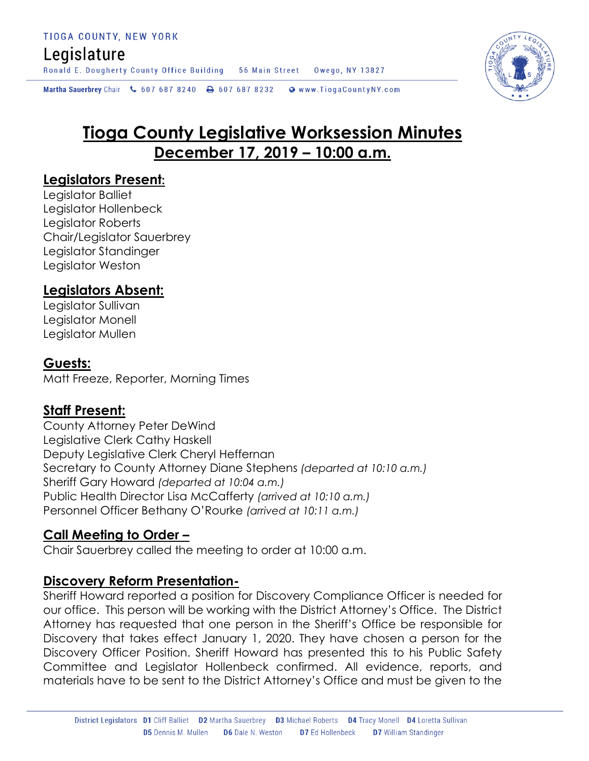TIOGA COUNTY, NEW YORK

Legislature

Ronald E. Dougherty County Office Building 56 Main Street Owego, NY 13827

**Martha Sauerbrey** Chair 607 687 8240 607 687 8232 www.TiogaCountyNY.com

# Tioga County Legislative Worksession Minutes

## December 17, 2019 – 10:00 a.m.

### Legislators Present:

Legislator Balliet
Legislator Hollenbeck
Legislator Roberts
Chair/Legislator Sauerbrey
Legislator Standinger
Legislator Weston

### Legislators Absent:

Legislator Sullivan
Legislator Monell
Legislator Mullen

### Guests:

Matt Freeze, Reporter, Morning Times

### Staff Present:

County Attorney Peter DeWind
Legislative Clerk Cathy Haskell
Deputy Legislative Clerk Cheryl Heffernan
Secretary to County Attorney Diane Stephens *(departed at 10:10 a.m.)*
Sheriff Gary Howard *(departed at 10:04 a.m.)*
Public Health Director Lisa McCafferty *(arrived at 10:10 a.m.)*
Personnel Officer Bethany O'Rourke *(arrived at 10:11 a.m.)*

### Call Meeting to Order –

Chair Sauerbrey called the meeting to order at 10:00 a.m.

### Discovery Reform Presentation-

Sheriff Howard reported a position for Discovery Compliance Officer is needed for our office. This person will be working with the District Attorney's Office. The District Attorney has requested that one person in the Sheriff's Office be responsible for Discovery that takes effect January 1, 2020. They have chosen a person for the Discovery Officer Position. Sheriff Howard has presented this to his Public Safety Committee and Legislator Hollenbeck confirmed. All evidence, reports, and materials have to be sent to the District Attorney's Office and must be given to the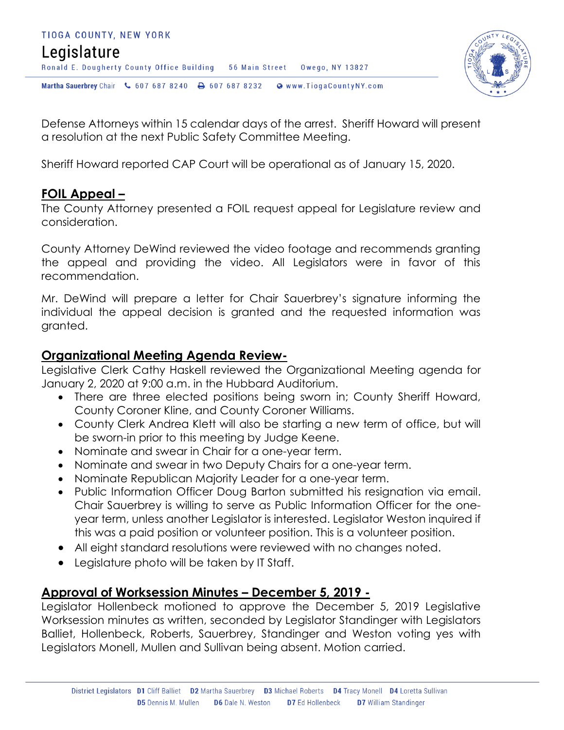Defense Attorneys within 15 calendar days of the arrest. Sheriff Howard will present a resolution at the next Public Safety Committee Meeting.

Sheriff Howard reported CAP Court will be operational as of January 15, 2020.

## **FOIL Appeal –**

The County Attorney presented a FOIL request appeal for Legislature review and consideration.

County Attorney DeWind reviewed the video footage and recommends granting the appeal and providing the video. All Legislators were in favor of this recommendation.

Mr. DeWind will prepare a letter for Chair Sauerbrey's signature informing the individual the appeal decision is granted and the requested information was granted.

## **Organizational Meeting Agenda Review-**

Legislative Clerk Cathy Haskell reviewed the Organizational Meeting agenda for January 2, 2020 at 9:00 a.m. in the Hubbard Auditorium.

- There are three elected positions being sworn in; County Sheriff Howard, County Coroner Kline, and County Coroner Williams.
- County Clerk Andrea Klett will also be starting a new term of office, but will be sworn-in prior to this meeting by Judge Keene.
- Nominate and swear in Chair for a one-year term.
- Nominate and swear in two Deputy Chairs for a one-year term.
- Nominate Republican Majority Leader for a one-year term.
- Public Information Officer Doug Barton submitted his resignation via email. Chair Sauerbrey is willing to serve as Public Information Officer for the one-year term, unless another Legislator is interested. Legislator Weston inquired if this was a paid position or volunteer position. This is a volunteer position.
- All eight standard resolutions were reviewed with no changes noted.
- Legislature photo will be taken by IT Staff.

## **Approval of Worksession Minutes – December 5, 2019 -**

Legislator Hollenbeck motioned to approve the December 5, 2019 Legislative Worksession minutes as written, seconded by Legislator Standinger with Legislators Balliet, Hollenbeck, Roberts, Sauerbrey, Standinger and Weston voting yes with Legislators Monell, Mullen and Sullivan being absent. Motion carried.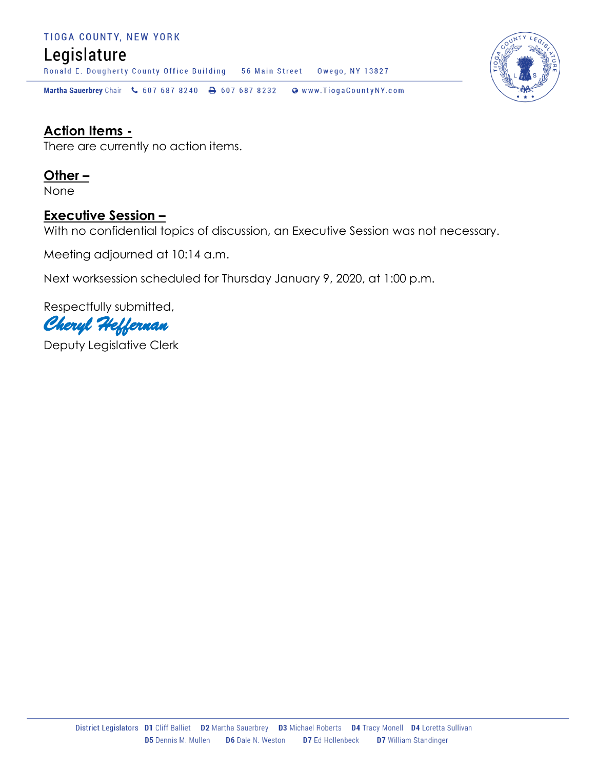## Action Items -

There are currently no action items.

## Other –

None

## Executive Session –

With no confidential topics of discussion, an Executive Session was not necessary.

Meeting adjourned at 10:14 a.m.

Next worksession scheduled for Thursday January 9, 2020, at 1:00 p.m.

Respectfully submitted,

*Cheryl Heffernan*

Deputy Legislative Clerk